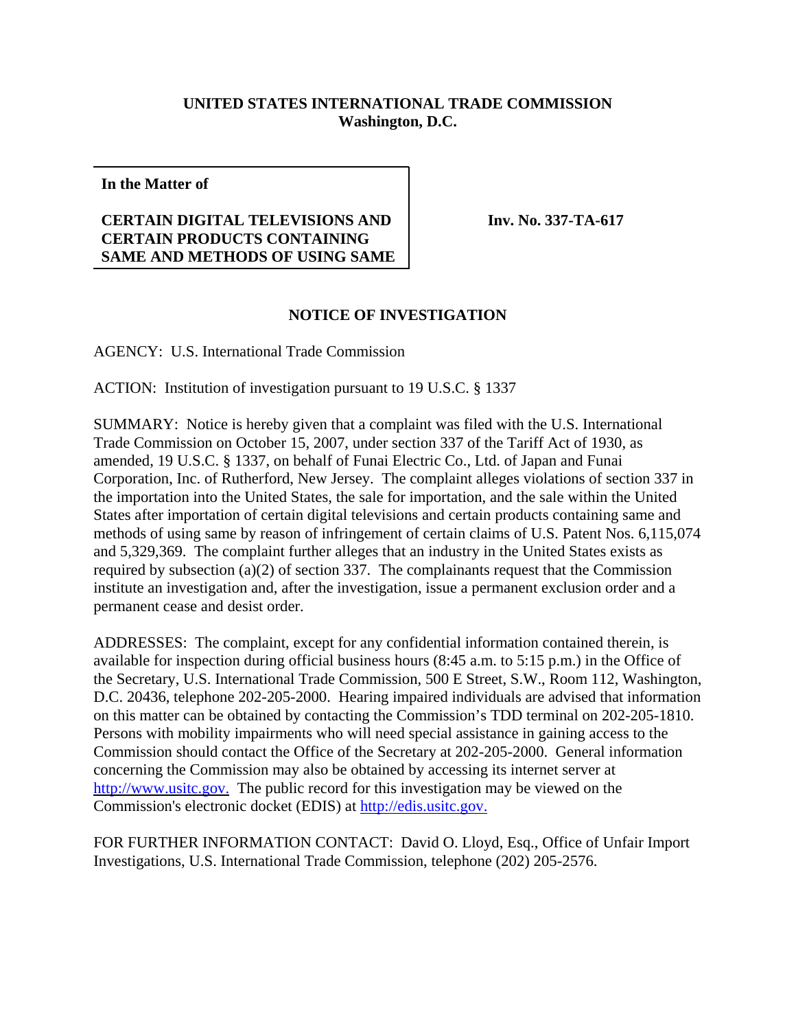**UNITED STATES INTERNATIONAL TRADE COMMISSION**
**Washington, D.C.**

| **In the Matter of** <br><br> **CERTAIN DIGITAL TELEVISIONS AND CERTAIN PRODUCTS CONTAINING SAME AND METHODS OF USING SAME** | **Inv. No. 337-TA-617** |
|---|---|

## NOTICE OF INVESTIGATION

AGENCY: U.S. International Trade Commission

ACTION: Institution of investigation pursuant to 19 U.S.C. § 1337

SUMMARY: Notice is hereby given that a complaint was filed with the U.S. International Trade Commission on October 15, 2007, under section 337 of the Tariff Act of 1930, as amended, 19 U.S.C. § 1337, on behalf of Funai Electric Co., Ltd. of Japan and Funai Corporation, Inc. of Rutherford, New Jersey. The complaint alleges violations of section 337 in the importation into the United States, the sale for importation, and the sale within the United States after importation of certain digital televisions and certain products containing same and methods of using same by reason of infringement of certain claims of U.S. Patent Nos. 6,115,074 and 5,329,369. The complaint further alleges that an industry in the United States exists as required by subsection (a)(2) of section 337. The complainants request that the Commission institute an investigation and, after the investigation, issue a permanent exclusion order and a permanent cease and desist order.

ADDRESSES: The complaint, except for any confidential information contained therein, is available for inspection during official business hours (8:45 a.m. to 5:15 p.m.) in the Office of the Secretary, U.S. International Trade Commission, 500 E Street, S.W., Room 112, Washington, D.C. 20436, telephone 202-205-2000. Hearing impaired individuals are advised that information on this matter can be obtained by contacting the Commission's TDD terminal on 202-205-1810. Persons with mobility impairments who will need special assistance in gaining access to the Commission should contact the Office of the Secretary at 202-205-2000. General information concerning the Commission may also be obtained by accessing its internet server at http://www.usitc.gov. The public record for this investigation may be viewed on the Commission's electronic docket (EDIS) at http://edis.usitc.gov.

FOR FURTHER INFORMATION CONTACT: David O. Lloyd, Esq., Office of Unfair Import Investigations, U.S. International Trade Commission, telephone (202) 205-2576.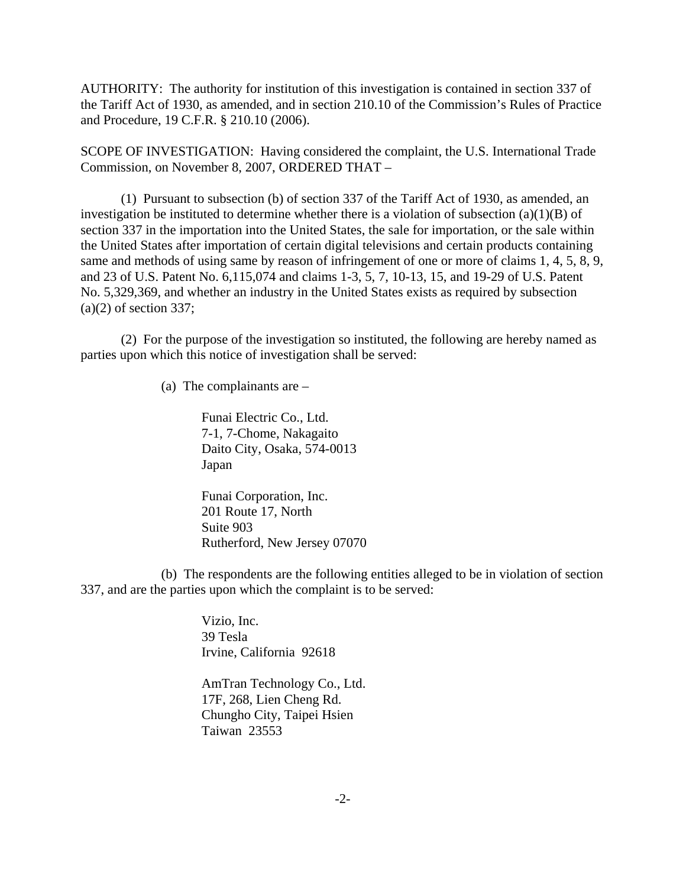AUTHORITY: The authority for institution of this investigation is contained in section 337 of the Tariff Act of 1930, as amended, and in section 210.10 of the Commission's Rules of Practice and Procedure, 19 C.F.R. § 210.10 (2006).

SCOPE OF INVESTIGATION: Having considered the complaint, the U.S. International Trade Commission, on November 8, 2007, ORDERED THAT –

(1) Pursuant to subsection (b) of section 337 of the Tariff Act of 1930, as amended, an investigation be instituted to determine whether there is a violation of subsection (a)(1)(B) of section 337 in the importation into the United States, the sale for importation, or the sale within the United States after importation of certain digital televisions and certain products containing same and methods of using same by reason of infringement of one or more of claims 1, 4, 5, 8, 9, and 23 of U.S. Patent No. 6,115,074 and claims 1-3, 5, 7, 10-13, 15, and 19-29 of U.S. Patent No. 5,329,369, and whether an industry in the United States exists as required by subsection (a)(2) of section 337;

(2) For the purpose of the investigation so instituted, the following are hereby named as parties upon which this notice of investigation shall be served:

(a) The complainants are –

Funai Electric Co., Ltd.
7-1, 7-Chome, Nakagaito
Daito City, Osaka, 574-0013
Japan

Funai Corporation, Inc.
201 Route 17, North
Suite 903
Rutherford, New Jersey 07070

(b) The respondents are the following entities alleged to be in violation of section 337, and are the parties upon which the complaint is to be served:

Vizio, Inc.
39 Tesla
Irvine, California 92618

AmTran Technology Co., Ltd.
17F, 268, Lien Cheng Rd.
Chungho City, Taipei Hsien
Taiwan 23553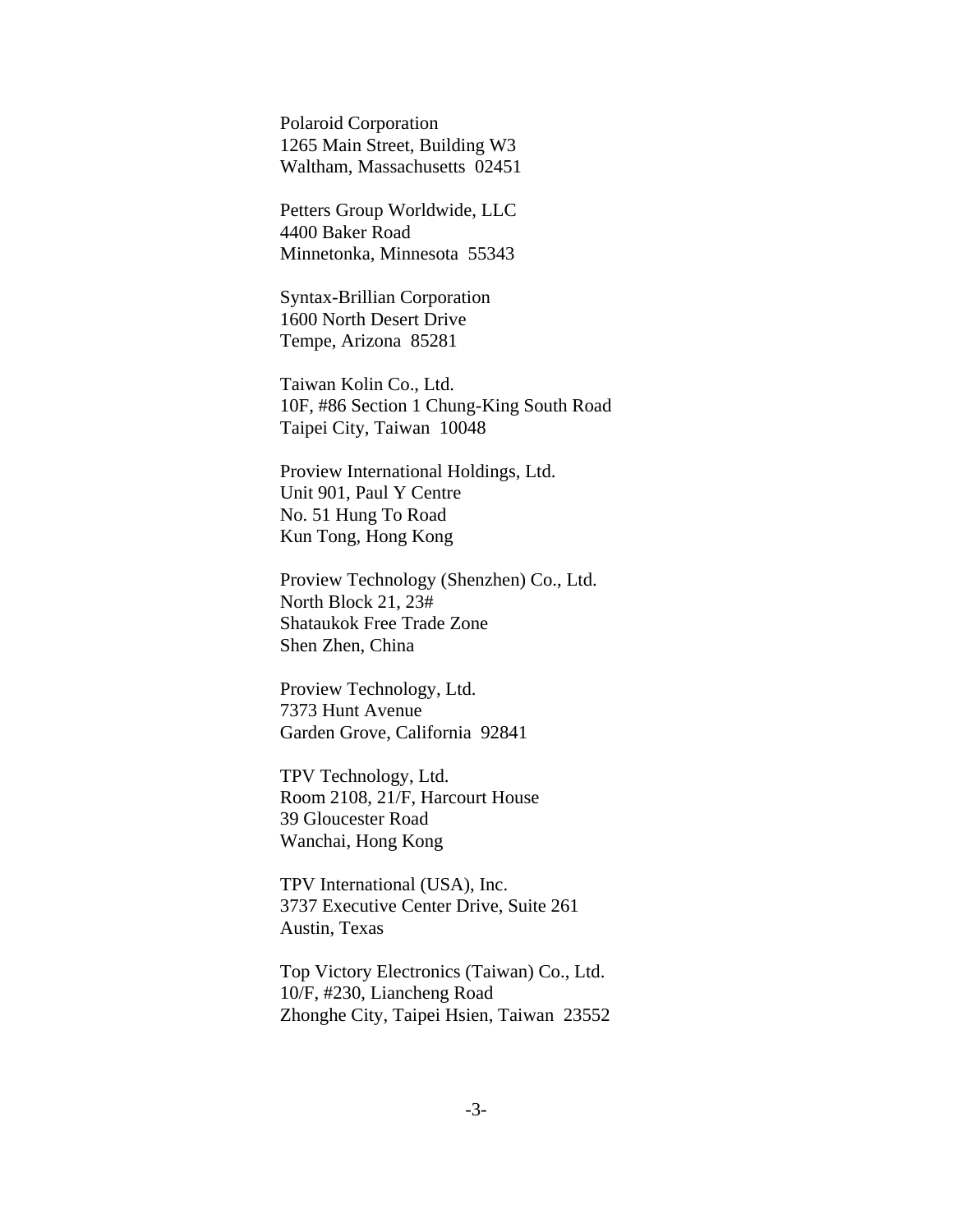Polaroid Corporation
1265 Main Street, Building W3
Waltham, Massachusetts 02451

Petters Group Worldwide, LLC
4400 Baker Road
Minnetonka, Minnesota 55343

Syntax-Brillian Corporation
1600 North Desert Drive
Tempe, Arizona 85281

Taiwan Kolin Co., Ltd.
10F, #86 Section 1 Chung-King South Road
Taipei City, Taiwan 10048

Proview International Holdings, Ltd.
Unit 901, Paul Y Centre
No. 51 Hung To Road
Kun Tong, Hong Kong

Proview Technology (Shenzhen) Co., Ltd.
North Block 21, 23#
Shataukok Free Trade Zone
Shen Zhen, China

Proview Technology, Ltd.
7373 Hunt Avenue
Garden Grove, California 92841

TPV Technology, Ltd.
Room 2108, 21/F, Harcourt House
39 Gloucester Road
Wanchai, Hong Kong

TPV International (USA), Inc.
3737 Executive Center Drive, Suite 261
Austin, Texas

Top Victory Electronics (Taiwan) Co., Ltd.
10/F, #230, Liancheng Road
Zhonghe City, Taipei Hsien, Taiwan 23552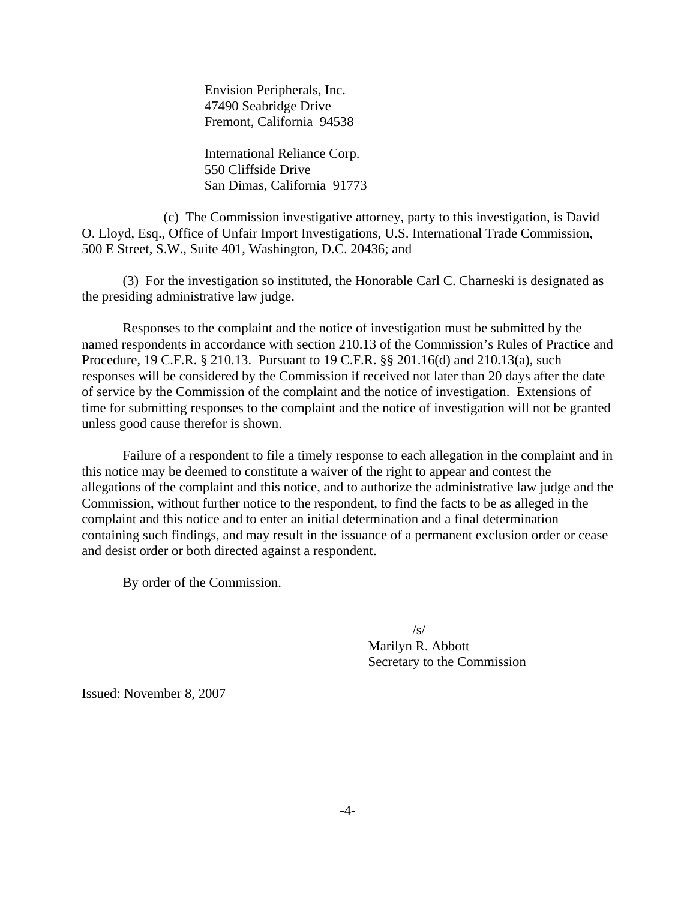Envision Peripherals, Inc.
47490 Seabridge Drive
Fremont, California 94538

International Reliance Corp.
550 Cliffside Drive
San Dimas, California 91773

(c) The Commission investigative attorney, party to this investigation, is David O. Lloyd, Esq., Office of Unfair Import Investigations, U.S. International Trade Commission, 500 E Street, S.W., Suite 401, Washington, D.C. 20436; and

(3) For the investigation so instituted, the Honorable Carl C. Charneski is designated as the presiding administrative law judge.

Responses to the complaint and the notice of investigation must be submitted by the named respondents in accordance with section 210.13 of the Commission's Rules of Practice and Procedure, 19 C.F.R. § 210.13. Pursuant to 19 C.F.R. §§ 201.16(d) and 210.13(a), such responses will be considered by the Commission if received not later than 20 days after the date of service by the Commission of the complaint and the notice of investigation. Extensions of time for submitting responses to the complaint and the notice of investigation will not be granted unless good cause therefor is shown.

Failure of a respondent to file a timely response to each allegation in the complaint and in this notice may be deemed to constitute a waiver of the right to appear and contest the allegations of the complaint and this notice, and to authorize the administrative law judge and the Commission, without further notice to the respondent, to find the facts to be as alleged in the complaint and this notice and to enter an initial determination and a final determination containing such findings, and may result in the issuance of a permanent exclusion order or cease and desist order or both directed against a respondent.

By order of the Commission.

/s/
Marilyn R. Abbott
Secretary to the Commission

Issued: November 8, 2007